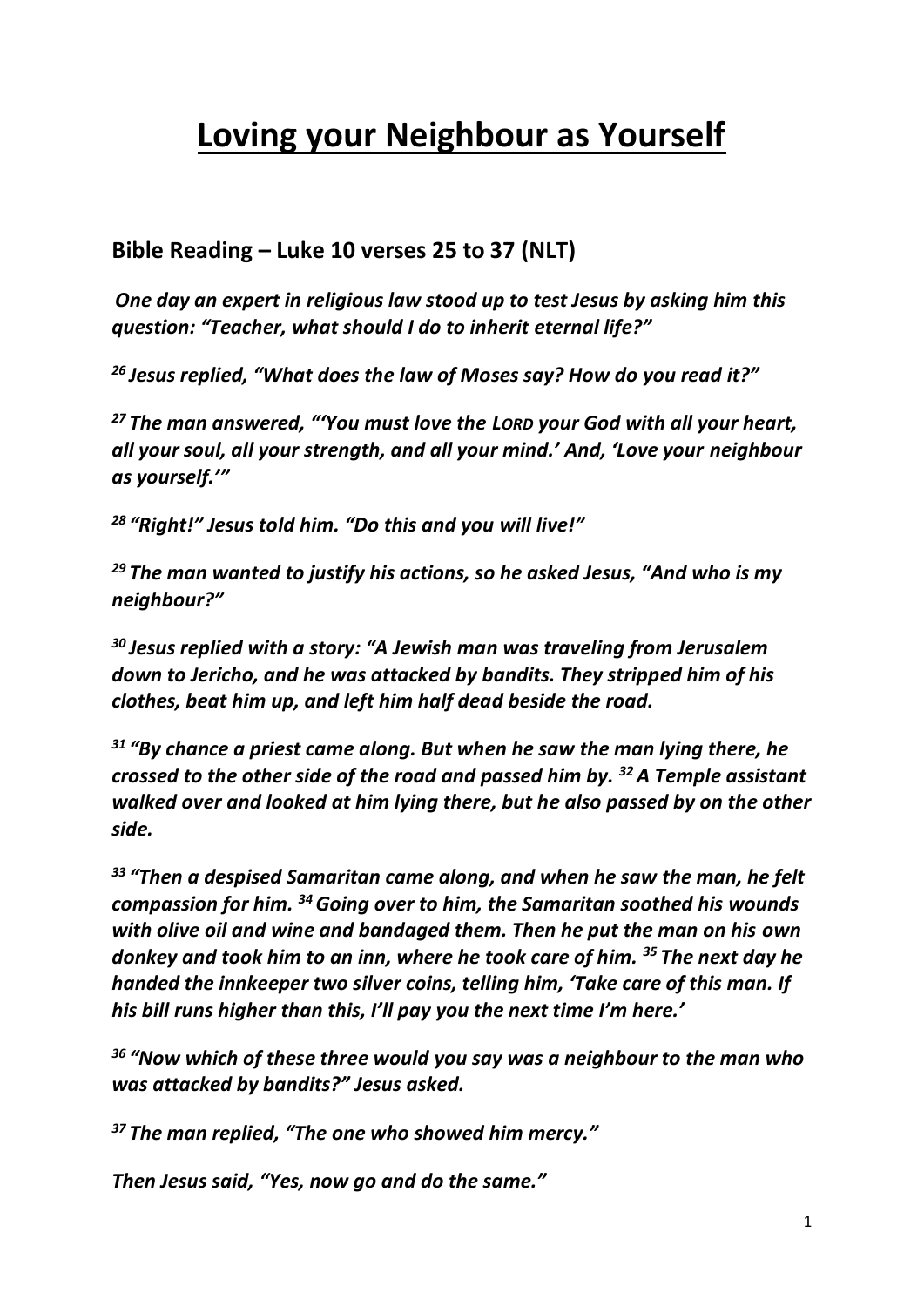# Loving your Neighbour as Yourself

## Bible Reading – Luke 10 verses 25 to 37 (NLT)

***One day an expert in religious law stood up to test Jesus by asking him this question: "Teacher, what should I do to inherit eternal life?"***

***[26] Jesus replied, "What does the law of Moses say? How do you read it?"***

***[27] The man answered, "'You must love the LORD your God with all your heart, all your soul, all your strength, and all your mind.' And, 'Love your neighbour as yourself.'"***

***[28] "Right!" Jesus told him. "Do this and you will live!"***

***[29] The man wanted to justify his actions, so he asked Jesus, "And who is my neighbour?"***

***[30] Jesus replied with a story: "A Jewish man was traveling from Jerusalem down to Jericho, and he was attacked by bandits. They stripped him of his clothes, beat him up, and left him half dead beside the road.***

***[31] "By chance a priest came along. But when he saw the man lying there, he crossed to the other side of the road and passed him by. [32] A Temple assistant walked over and looked at him lying there, but he also passed by on the other side.***

***[33] "Then a despised Samaritan came along, and when he saw the man, he felt compassion for him. [34] Going over to him, the Samaritan soothed his wounds with olive oil and wine and bandaged them. Then he put the man on his own donkey and took him to an inn, where he took care of him. [35] The next day he handed the innkeeper two silver coins, telling him, 'Take care of this man. If his bill runs higher than this, I'll pay you the next time I'm here.'***

***[36] "Now which of these three would you say was a neighbour to the man who was attacked by bandits?" Jesus asked.***

***[37] The man replied, "The one who showed him mercy."***

***Then Jesus said, "Yes, now go and do the same."***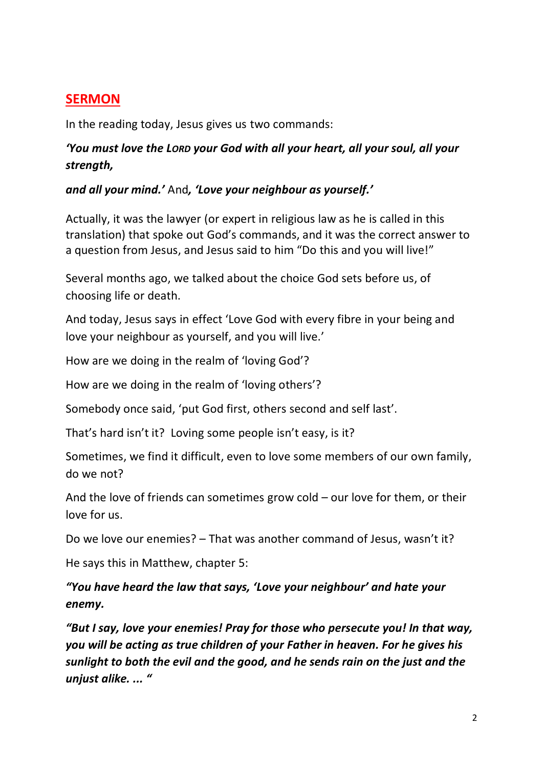## SERMON

In the reading today, Jesus gives us two commands:

***'You must love the LORD your God with all your heart, all your soul, all your strength,***

***and all your mind.'*** And***, 'Love your neighbour as yourself.'***

Actually, it was the lawyer (or expert in religious law as he is called in this translation) that spoke out God's commands, and it was the correct answer to a question from Jesus, and Jesus said to him "Do this and you will live!"

Several months ago, we talked about the choice God sets before us, of choosing life or death.

And today, Jesus says in effect 'Love God with every fibre in your being and love your neighbour as yourself, and you will live.'

How are we doing in the realm of 'loving God'?

How are we doing in the realm of 'loving others'?

Somebody once said, 'put God first, others second and self last'.

That's hard isn't it? Loving some people isn't easy, is it?

Sometimes, we find it difficult, even to love some members of our own family, do we not?

And the love of friends can sometimes grow cold – our love for them, or their love for us.

Do we love our enemies? – That was another command of Jesus, wasn't it?

He says this in Matthew, chapter 5:

***"You have heard the law that says, 'Love your neighbour' and hate your enemy.***

***"But I say, love your enemies! Pray for those who persecute you! In that way, you will be acting as true children of your Father in heaven. For he gives his sunlight to both the evil and the good, and he sends rain on the just and the unjust alike. ... "***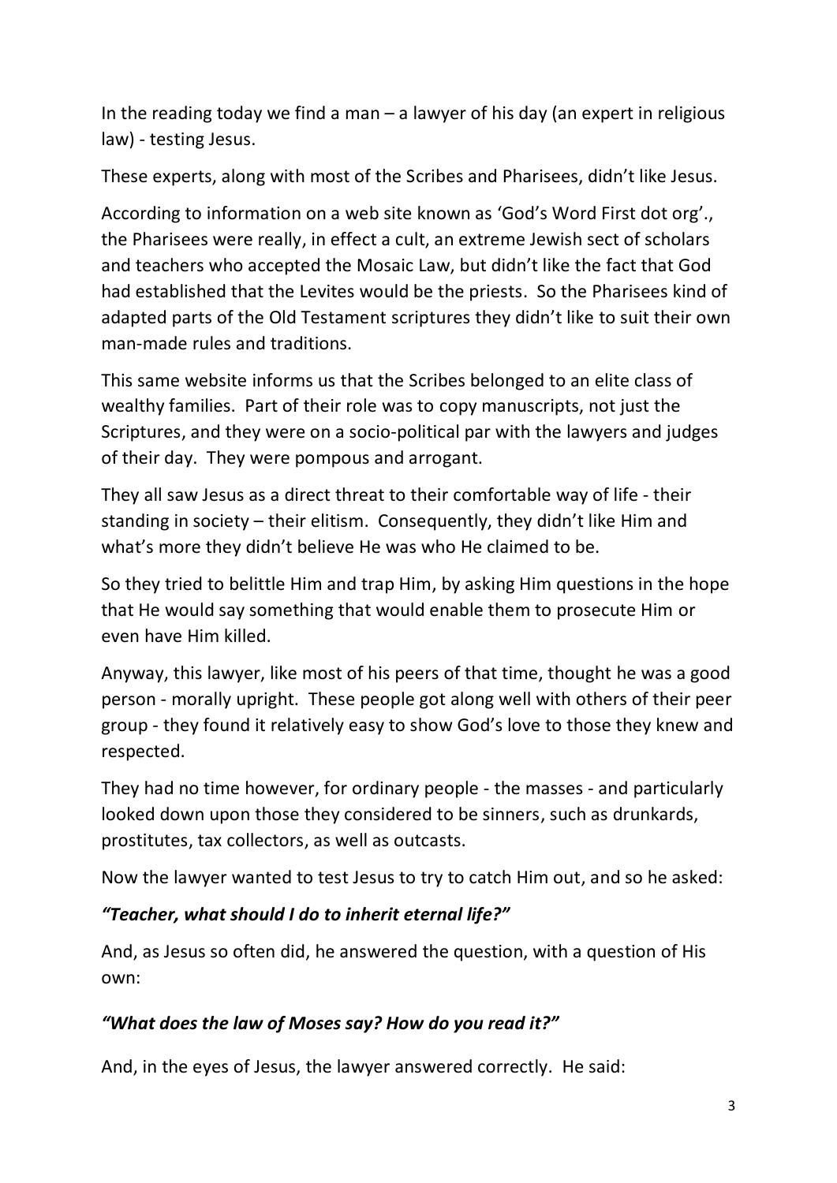In the reading today we find a man – a lawyer of his day (an expert in religious law) - testing Jesus.

These experts, along with most of the Scribes and Pharisees, didn't like Jesus.

According to information on a web site known as 'God's Word First dot org'., the Pharisees were really, in effect a cult, an extreme Jewish sect of scholars and teachers who accepted the Mosaic Law, but didn't like the fact that God had established that the Levites would be the priests. So the Pharisees kind of adapted parts of the Old Testament scriptures they didn't like to suit their own man-made rules and traditions.

This same website informs us that the Scribes belonged to an elite class of wealthy families. Part of their role was to copy manuscripts, not just the Scriptures, and they were on a socio-political par with the lawyers and judges of their day. They were pompous and arrogant.

They all saw Jesus as a direct threat to their comfortable way of life - their standing in society – their elitism. Consequently, they didn't like Him and what's more they didn't believe He was who He claimed to be.

So they tried to belittle Him and trap Him, by asking Him questions in the hope that He would say something that would enable them to prosecute Him or even have Him killed.

Anyway, this lawyer, like most of his peers of that time, thought he was a good person - morally upright. These people got along well with others of their peer group - they found it relatively easy to show God's love to those they knew and respected.

They had no time however, for ordinary people - the masses - and particularly looked down upon those they considered to be sinners, such as drunkards, prostitutes, tax collectors, as well as outcasts.

Now the lawyer wanted to test Jesus to try to catch Him out, and so he asked:

***"Teacher, what should I do to inherit eternal life?"***

And, as Jesus so often did, he answered the question, with a question of His own:

***"What does the law of Moses say? How do you read it?"***

And, in the eyes of Jesus, the lawyer answered correctly. He said: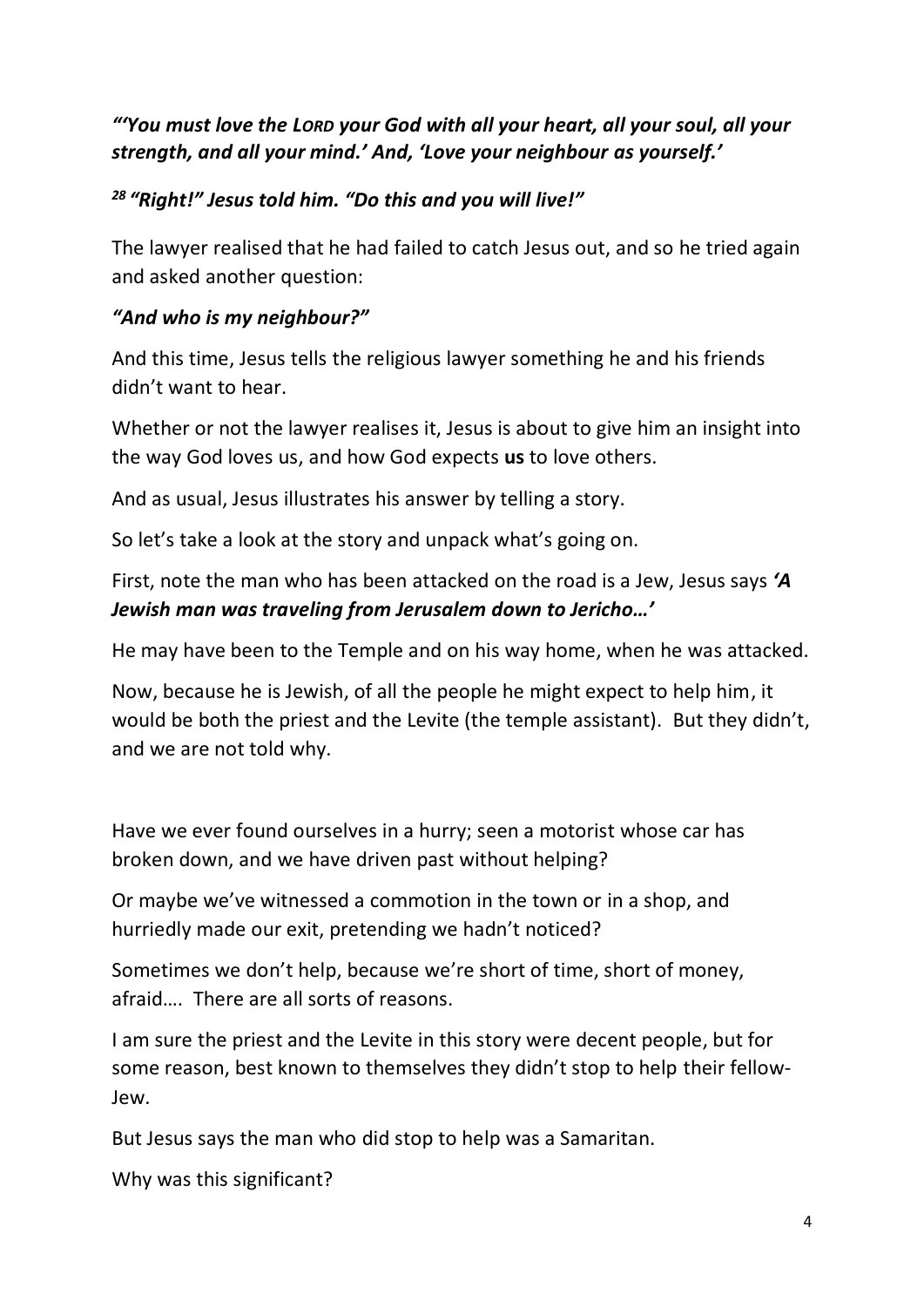***"'You must love the LORD your God with all your heart, all your soul, all your strength, and all your mind.' And, 'Love your neighbour as yourself.'***

***[28] "Right!" Jesus told him. "Do this and you will live!"***

The lawyer realised that he had failed to catch Jesus out, and so he tried again and asked another question:

***"And who is my neighbour?"***

And this time, Jesus tells the religious lawyer something he and his friends didn't want to hear.

Whether or not the lawyer realises it, Jesus is about to give him an insight into the way God loves us, and how God expects **us** to love others.

And as usual, Jesus illustrates his answer by telling a story.

So let's take a look at the story and unpack what's going on.

First, note the man who has been attacked on the road is a Jew, Jesus says ***'A Jewish man was traveling from Jerusalem down to Jericho…'***

He may have been to the Temple and on his way home, when he was attacked.

Now, because he is Jewish, of all the people he might expect to help him, it would be both the priest and the Levite (the temple assistant). But they didn't, and we are not told why.

Have we ever found ourselves in a hurry; seen a motorist whose car has broken down, and we have driven past without helping?

Or maybe we've witnessed a commotion in the town or in a shop, and hurriedly made our exit, pretending we hadn't noticed?

Sometimes we don't help, because we're short of time, short of money, afraid…. There are all sorts of reasons.

I am sure the priest and the Levite in this story were decent people, but for some reason, best known to themselves they didn't stop to help their fellow-Jew.

But Jesus says the man who did stop to help was a Samaritan.

Why was this significant?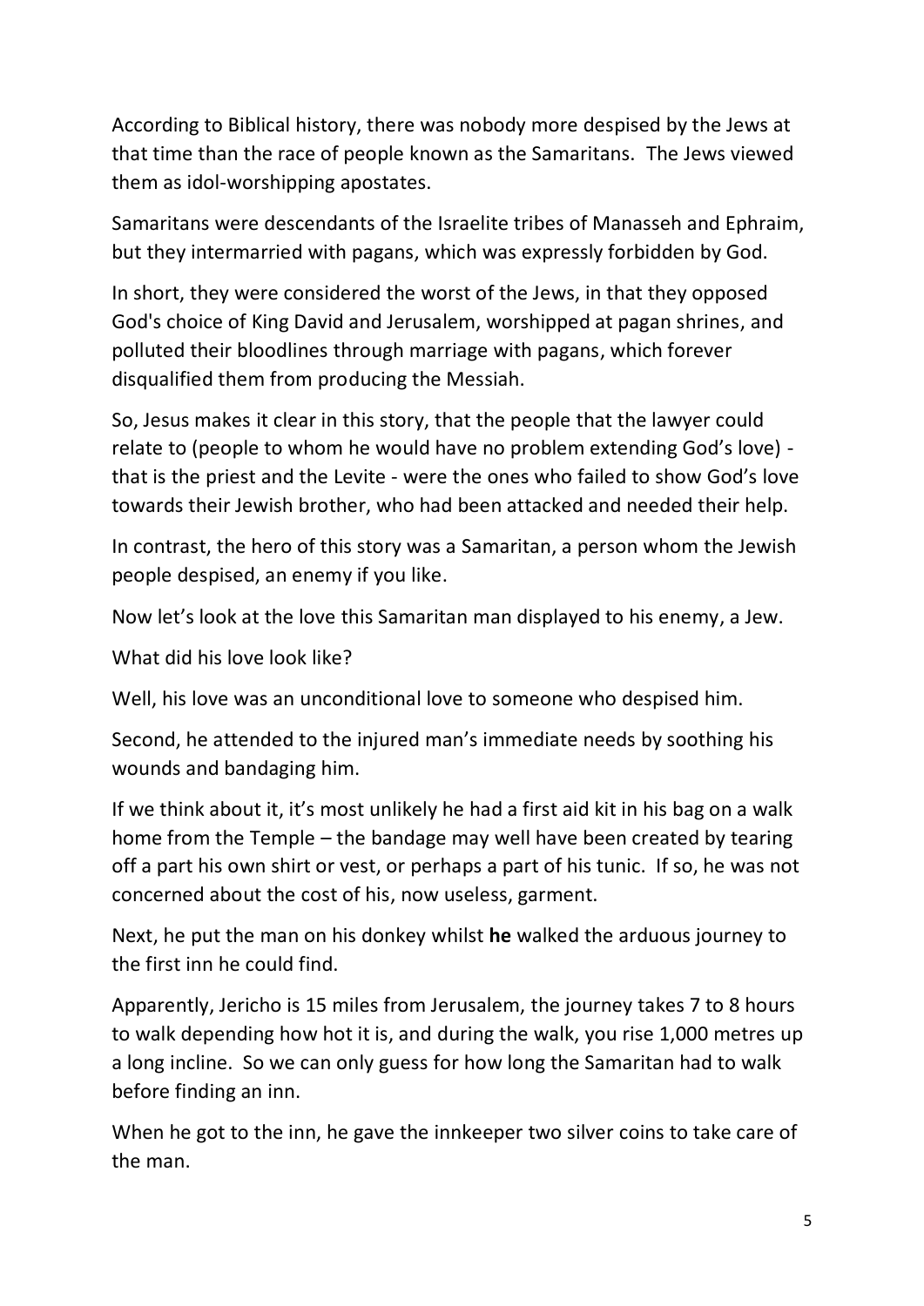According to Biblical history, there was nobody more despised by the Jews at that time than the race of people known as the Samaritans. The Jews viewed them as idol-worshipping apostates.

Samaritans were descendants of the Israelite tribes of Manasseh and Ephraim, but they intermarried with pagans, which was expressly forbidden by God.

In short, they were considered the worst of the Jews, in that they opposed God's choice of King David and Jerusalem, worshipped at pagan shrines, and polluted their bloodlines through marriage with pagans, which forever disqualified them from producing the Messiah.

So, Jesus makes it clear in this story, that the people that the lawyer could relate to (people to whom he would have no problem extending God's love) - that is the priest and the Levite - were the ones who failed to show God's love towards their Jewish brother, who had been attacked and needed their help.

In contrast, the hero of this story was a Samaritan, a person whom the Jewish people despised, an enemy if you like.

Now let's look at the love this Samaritan man displayed to his enemy, a Jew.

What did his love look like?

Well, his love was an unconditional love to someone who despised him.

Second, he attended to the injured man's immediate needs by soothing his wounds and bandaging him.

If we think about it, it's most unlikely he had a first aid kit in his bag on a walk home from the Temple – the bandage may well have been created by tearing off a part his own shirt or vest, or perhaps a part of his tunic. If so, he was not concerned about the cost of his, now useless, garment.

Next, he put the man on his donkey whilst **he** walked the arduous journey to the first inn he could find.

Apparently, Jericho is 15 miles from Jerusalem, the journey takes 7 to 8 hours to walk depending how hot it is, and during the walk, you rise 1,000 metres up a long incline. So we can only guess for how long the Samaritan had to walk before finding an inn.

When he got to the inn, he gave the innkeeper two silver coins to take care of the man.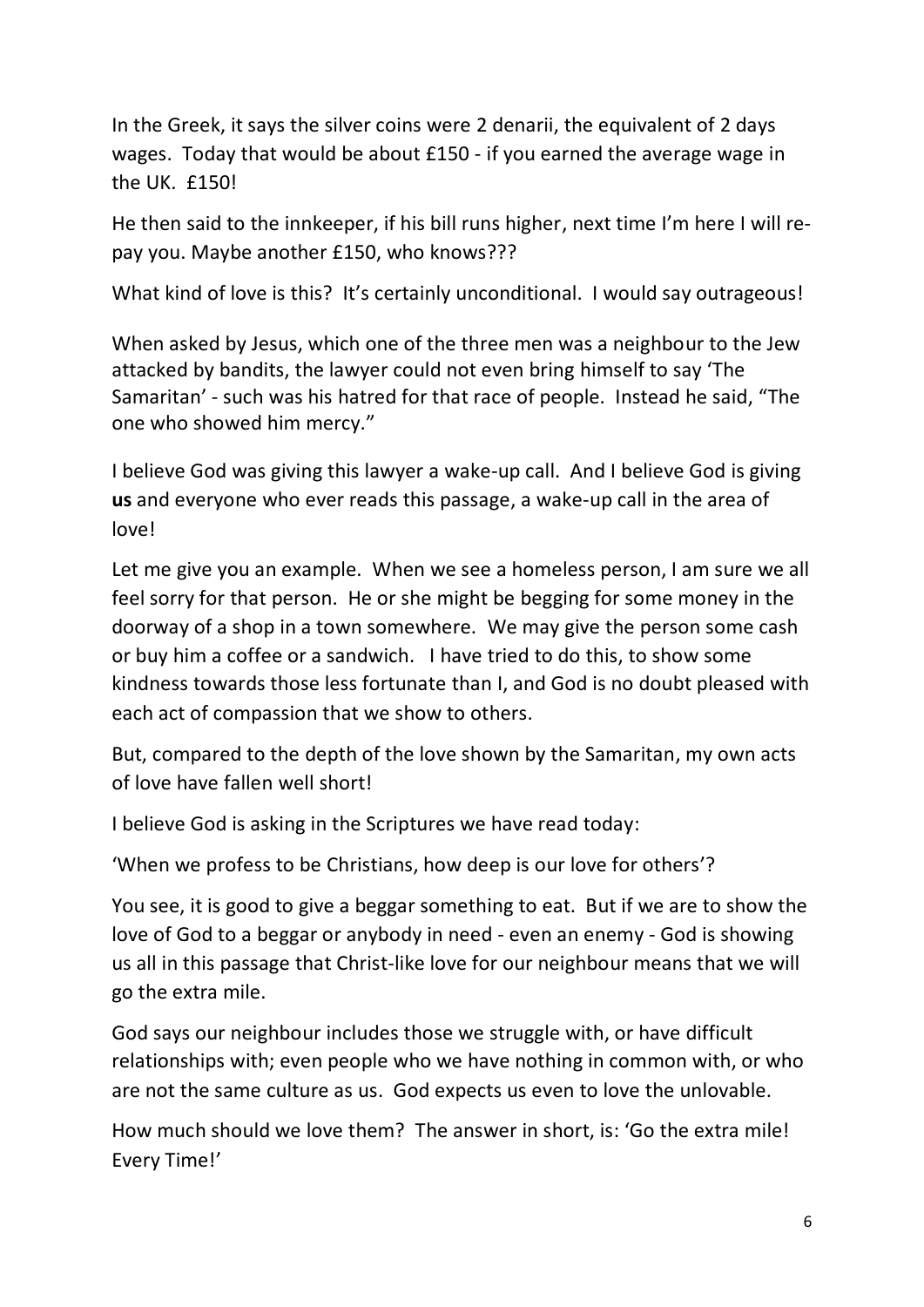In the Greek, it says the silver coins were 2 denarii, the equivalent of 2 days wages. Today that would be about £150 - if you earned the average wage in the UK. £150!

He then said to the innkeeper, if his bill runs higher, next time I'm here I will re-pay you. Maybe another £150, who knows???

What kind of love is this? It's certainly unconditional. I would say outrageous!

When asked by Jesus, which one of the three men was a neighbour to the Jew attacked by bandits, the lawyer could not even bring himself to say 'The Samaritan' - such was his hatred for that race of people. Instead he said, "The one who showed him mercy."

I believe God was giving this lawyer a wake-up call. And I believe God is giving **us** and everyone who ever reads this passage, a wake-up call in the area of love!

Let me give you an example. When we see a homeless person, I am sure we all feel sorry for that person. He or she might be begging for some money in the doorway of a shop in a town somewhere. We may give the person some cash or buy him a coffee or a sandwich. I have tried to do this, to show some kindness towards those less fortunate than I, and God is no doubt pleased with each act of compassion that we show to others.

But, compared to the depth of the love shown by the Samaritan, my own acts of love have fallen well short!

I believe God is asking in the Scriptures we have read today:

'When we profess to be Christians, how deep is our love for others'?

You see, it is good to give a beggar something to eat. But if we are to show the love of God to a beggar or anybody in need - even an enemy - God is showing us all in this passage that Christ-like love for our neighbour means that we will go the extra mile.

God says our neighbour includes those we struggle with, or have difficult relationships with; even people who we have nothing in common with, or who are not the same culture as us. God expects us even to love the unlovable.

How much should we love them? The answer in short, is: 'Go the extra mile! Every Time!'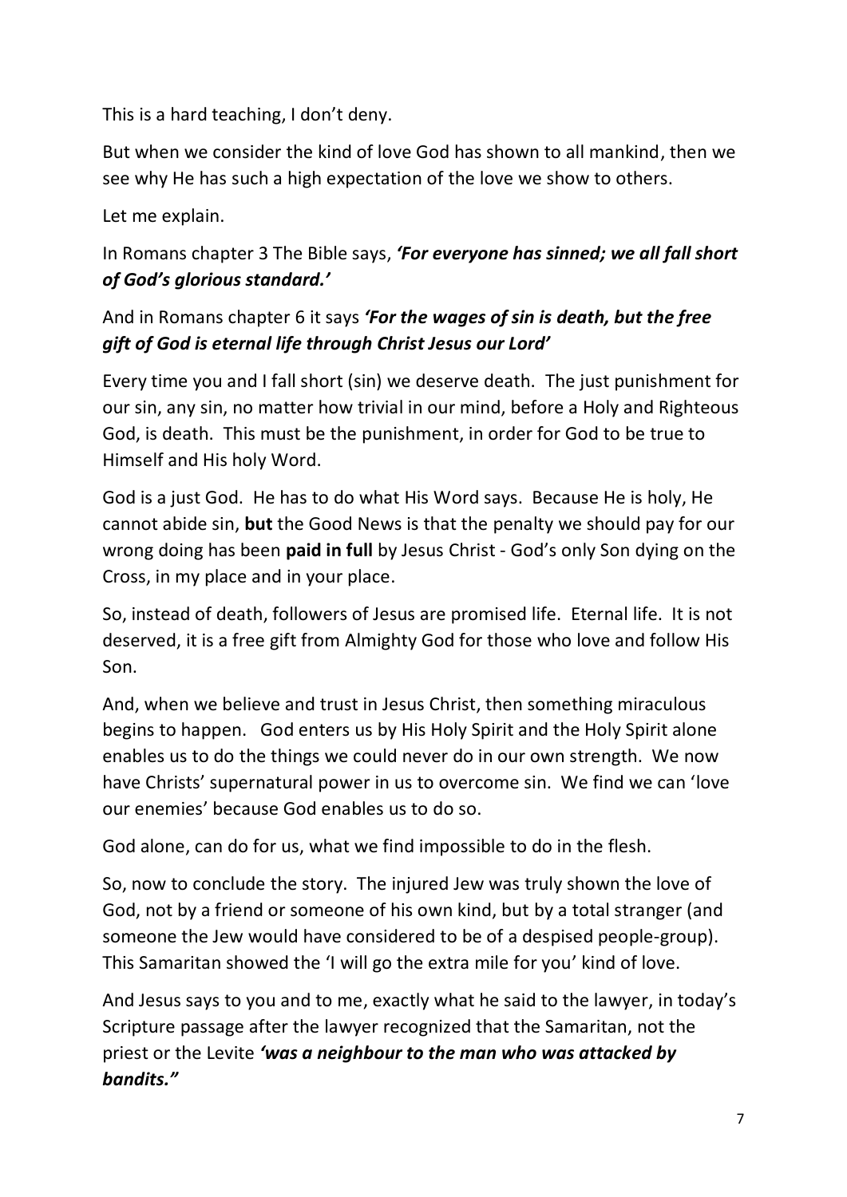This is a hard teaching, I don't deny.

But when we consider the kind of love God has shown to all mankind, then we see why He has such a high expectation of the love we show to others.

Let me explain.

In Romans chapter 3 The Bible says, ***'For everyone has sinned; we all fall short of God's glorious standard.'***

And in Romans chapter 6 it says ***'For the wages of sin is death, but the free gift of God is eternal life through Christ Jesus our Lord'***

Every time you and I fall short (sin) we deserve death. The just punishment for our sin, any sin, no matter how trivial in our mind, before a Holy and Righteous God, is death. This must be the punishment, in order for God to be true to Himself and His holy Word.

God is a just God. He has to do what His Word says. Because He is holy, He cannot abide sin, **but** the Good News is that the penalty we should pay for our wrong doing has been **paid in full** by Jesus Christ - God's only Son dying on the Cross, in my place and in your place.

So, instead of death, followers of Jesus are promised life. Eternal life. It is not deserved, it is a free gift from Almighty God for those who love and follow His Son.

And, when we believe and trust in Jesus Christ, then something miraculous begins to happen. God enters us by His Holy Spirit and the Holy Spirit alone enables us to do the things we could never do in our own strength. We now have Christs' supernatural power in us to overcome sin. We find we can 'love our enemies' because God enables us to do so.

God alone, can do for us, what we find impossible to do in the flesh.

So, now to conclude the story. The injured Jew was truly shown the love of God, not by a friend or someone of his own kind, but by a total stranger (and someone the Jew would have considered to be of a despised people-group). This Samaritan showed the 'I will go the extra mile for you' kind of love.

And Jesus says to you and to me, exactly what he said to the lawyer, in today's Scripture passage after the lawyer recognized that the Samaritan, not the priest or the Levite ***'was a neighbour to the man who was attacked by bandits."***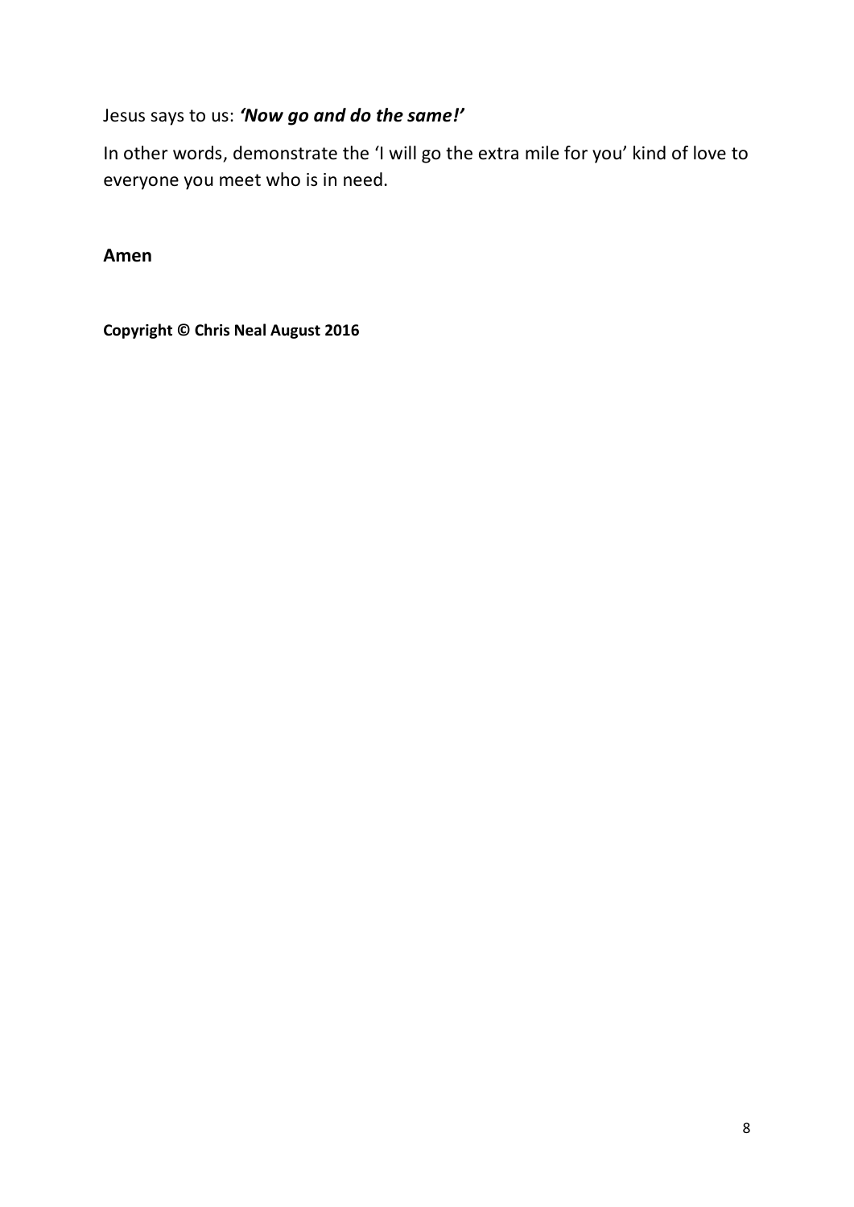Jesus says to us: ***'Now go and do the same!'***

In other words, demonstrate the 'I will go the extra mile for you' kind of love to everyone you meet who is in need.

**Amen**

**Copyright © Chris Neal August 2016**